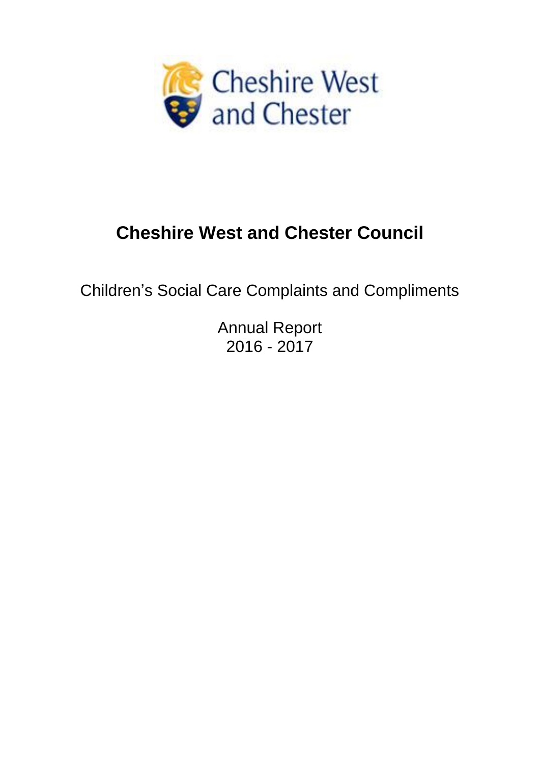# Cheshire West and Chester Council

Children's Social Care Complaints and Compliments

Annual Report
2016 - 2017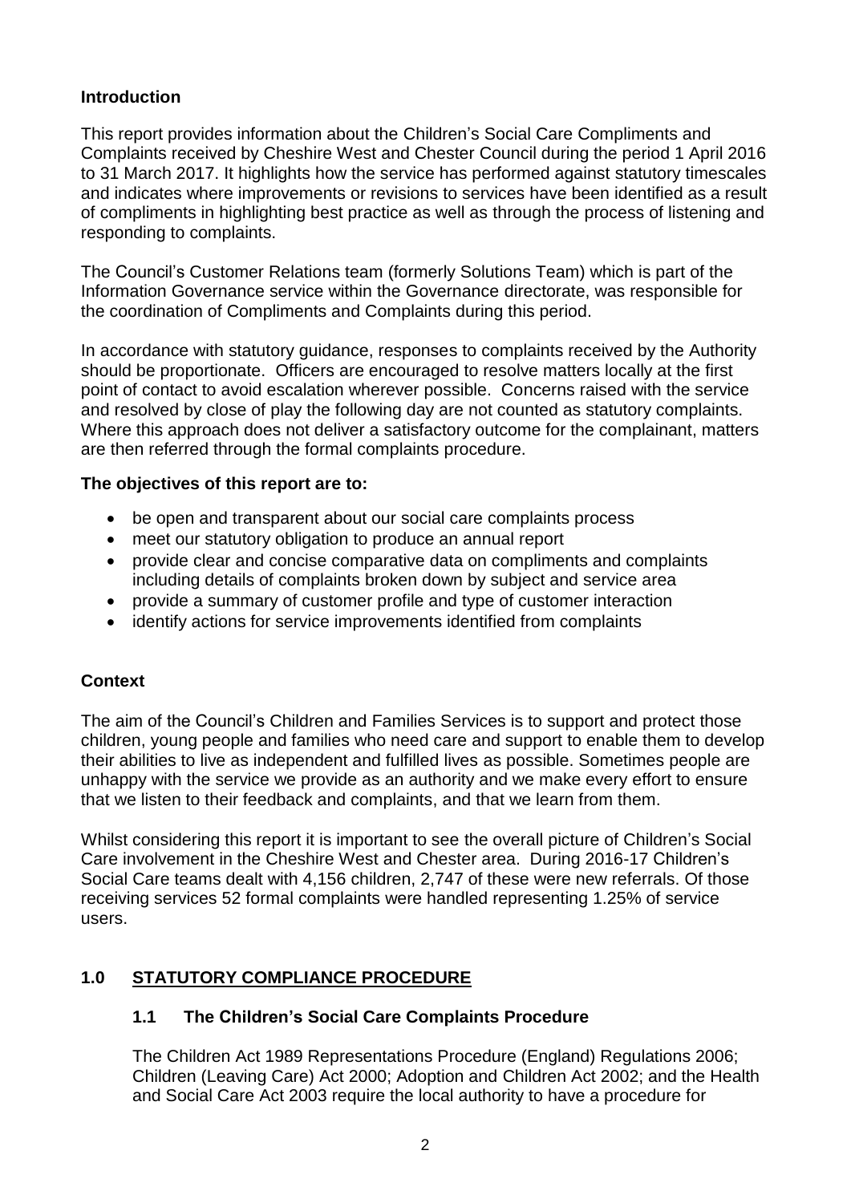## Introduction

This report provides information about the Children's Social Care Compliments and Complaints received by Cheshire West and Chester Council during the period 1 April 2016 to 31 March 2017. It highlights how the service has performed against statutory timescales and indicates where improvements or revisions to services have been identified as a result of compliments in highlighting best practice as well as through the process of listening and responding to complaints.

The Council's Customer Relations team (formerly Solutions Team) which is part of the Information Governance service within the Governance directorate, was responsible for the coordination of Compliments and Complaints during this period.

In accordance with statutory guidance, responses to complaints received by the Authority should be proportionate. Officers are encouraged to resolve matters locally at the first point of contact to avoid escalation wherever possible. Concerns raised with the service and resolved by close of play the following day are not counted as statutory complaints. Where this approach does not deliver a satisfactory outcome for the complainant, matters are then referred through the formal complaints procedure.

**The objectives of this report are to:**

- be open and transparent about our social care complaints process
- meet our statutory obligation to produce an annual report
- provide clear and concise comparative data on compliments and complaints including details of complaints broken down by subject and service area
- provide a summary of customer profile and type of customer interaction
- identify actions for service improvements identified from complaints

## Context

The aim of the Council's Children and Families Services is to support and protect those children, young people and families who need care and support to enable them to develop their abilities to live as independent and fulfilled lives as possible. Sometimes people are unhappy with the service we provide as an authority and we make every effort to ensure that we listen to their feedback and complaints, and that we learn from them.

Whilst considering this report it is important to see the overall picture of Children's Social Care involvement in the Cheshire West and Chester area. During 2016-17 Children's Social Care teams dealt with 4,156 children, 2,747 of these were new referrals. Of those receiving services 52 formal complaints were handled representing 1.25% of service users.

## 1.0 STATUTORY COMPLIANCE PROCEDURE

### 1.1 The Children's Social Care Complaints Procedure

The Children Act 1989 Representations Procedure (England) Regulations 2006; Children (Leaving Care) Act 2000; Adoption and Children Act 2002; and the Health and Social Care Act 2003 require the local authority to have a procedure for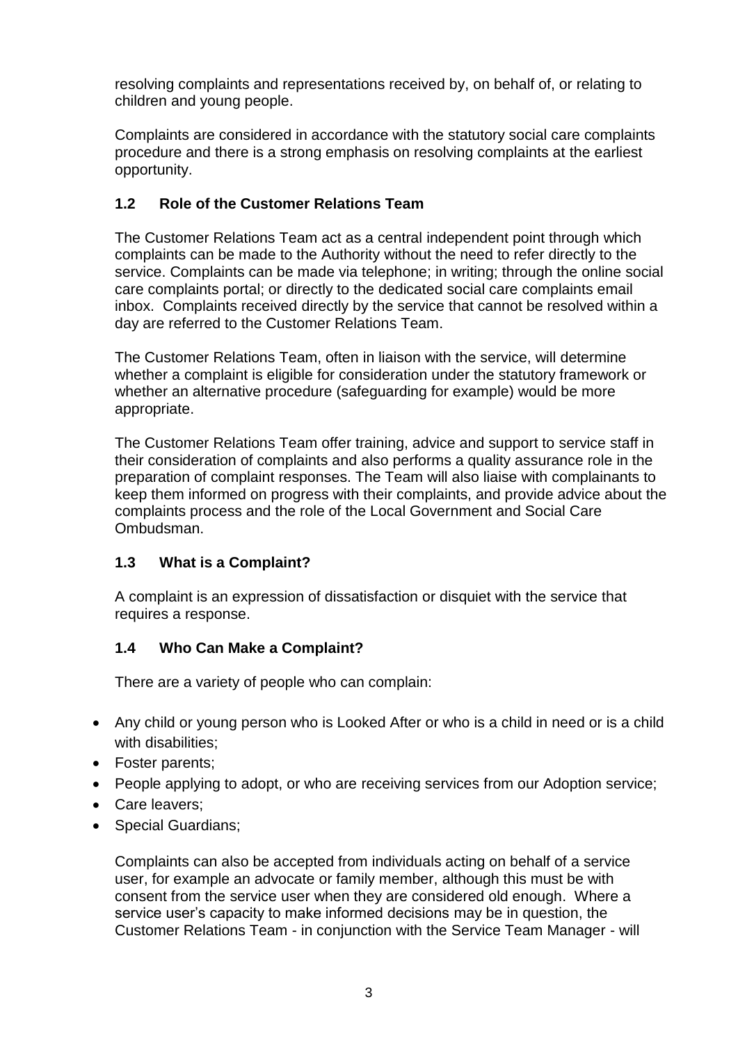resolving complaints and representations received by, on behalf of, or relating to children and young people.

Complaints are considered in accordance with the statutory social care complaints procedure and there is a strong emphasis on resolving complaints at the earliest opportunity.

### 1.2 Role of the Customer Relations Team

The Customer Relations Team act as a central independent point through which complaints can be made to the Authority without the need to refer directly to the service. Complaints can be made via telephone; in writing; through the online social care complaints portal; or directly to the dedicated social care complaints email inbox. Complaints received directly by the service that cannot be resolved within a day are referred to the Customer Relations Team.

The Customer Relations Team, often in liaison with the service, will determine whether a complaint is eligible for consideration under the statutory framework or whether an alternative procedure (safeguarding for example) would be more appropriate.

The Customer Relations Team offer training, advice and support to service staff in their consideration of complaints and also performs a quality assurance role in the preparation of complaint responses. The Team will also liaise with complainants to keep them informed on progress with their complaints, and provide advice about the complaints process and the role of the Local Government and Social Care Ombudsman.

### 1.3 What is a Complaint?

A complaint is an expression of dissatisfaction or disquiet with the service that requires a response.

### 1.4 Who Can Make a Complaint?

There are a variety of people who can complain:

- Any child or young person who is Looked After or who is a child in need or is a child with disabilities;
- Foster parents;
- People applying to adopt, or who are receiving services from our Adoption service;
- Care leavers;
- Special Guardians;

Complaints can also be accepted from individuals acting on behalf of a service user, for example an advocate or family member, although this must be with consent from the service user when they are considered old enough. Where a service user's capacity to make informed decisions may be in question, the Customer Relations Team - in conjunction with the Service Team Manager - will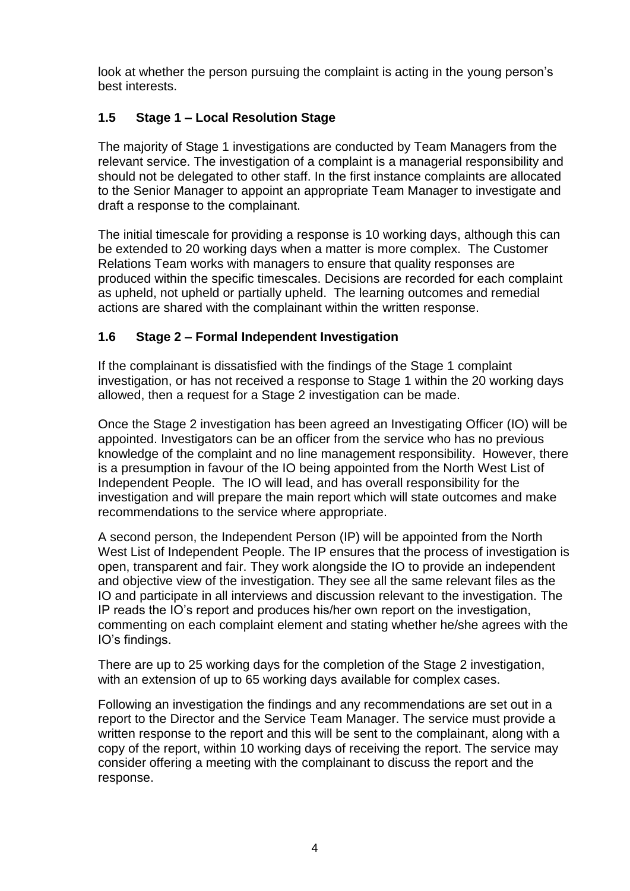look at whether the person pursuing the complaint is acting in the young person's best interests.

### 1.5 Stage 1 – Local Resolution Stage

The majority of Stage 1 investigations are conducted by Team Managers from the relevant service. The investigation of a complaint is a managerial responsibility and should not be delegated to other staff. In the first instance complaints are allocated to the Senior Manager to appoint an appropriate Team Manager to investigate and draft a response to the complainant.

The initial timescale for providing a response is 10 working days, although this can be extended to 20 working days when a matter is more complex. The Customer Relations Team works with managers to ensure that quality responses are produced within the specific timescales. Decisions are recorded for each complaint as upheld, not upheld or partially upheld. The learning outcomes and remedial actions are shared with the complainant within the written response.

### 1.6 Stage 2 – Formal Independent Investigation

If the complainant is dissatisfied with the findings of the Stage 1 complaint investigation, or has not received a response to Stage 1 within the 20 working days allowed, then a request for a Stage 2 investigation can be made.

Once the Stage 2 investigation has been agreed an Investigating Officer (IO) will be appointed. Investigators can be an officer from the service who has no previous knowledge of the complaint and no line management responsibility. However, there is a presumption in favour of the IO being appointed from the North West List of Independent People. The IO will lead, and has overall responsibility for the investigation and will prepare the main report which will state outcomes and make recommendations to the service where appropriate.

A second person, the Independent Person (IP) will be appointed from the North West List of Independent People. The IP ensures that the process of investigation is open, transparent and fair. They work alongside the IO to provide an independent and objective view of the investigation. They see all the same relevant files as the IO and participate in all interviews and discussion relevant to the investigation. The IP reads the IO's report and produces his/her own report on the investigation, commenting on each complaint element and stating whether he/she agrees with the IO's findings.

There are up to 25 working days for the completion of the Stage 2 investigation, with an extension of up to 65 working days available for complex cases.

Following an investigation the findings and any recommendations are set out in a report to the Director and the Service Team Manager. The service must provide a written response to the report and this will be sent to the complainant, along with a copy of the report, within 10 working days of receiving the report. The service may consider offering a meeting with the complainant to discuss the report and the response.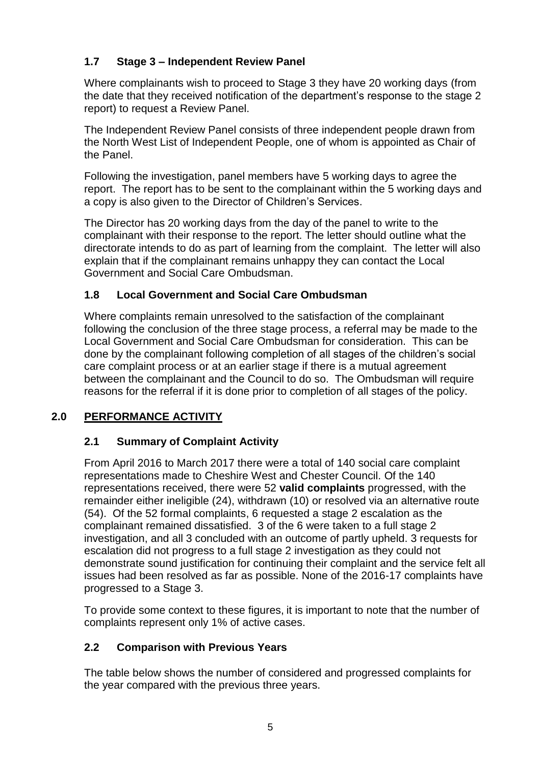### 1.7 Stage 3 – Independent Review Panel

Where complainants wish to proceed to Stage 3 they have 20 working days (from the date that they received notification of the department's response to the stage 2 report) to request a Review Panel.

The Independent Review Panel consists of three independent people drawn from the North West List of Independent People, one of whom is appointed as Chair of the Panel.

Following the investigation, panel members have 5 working days to agree the report. The report has to be sent to the complainant within the 5 working days and a copy is also given to the Director of Children's Services.

The Director has 20 working days from the day of the panel to write to the complainant with their response to the report. The letter should outline what the directorate intends to do as part of learning from the complaint. The letter will also explain that if the complainant remains unhappy they can contact the Local Government and Social Care Ombudsman.

### 1.8 Local Government and Social Care Ombudsman

Where complaints remain unresolved to the satisfaction of the complainant following the conclusion of the three stage process, a referral may be made to the Local Government and Social Care Ombudsman for consideration. This can be done by the complainant following completion of all stages of the children's social care complaint process or at an earlier stage if there is a mutual agreement between the complainant and the Council to do so. The Ombudsman will require reasons for the referral if it is done prior to completion of all stages of the policy.

## 2.0 PERFORMANCE ACTIVITY

### 2.1 Summary of Complaint Activity

From April 2016 to March 2017 there were a total of 140 social care complaint representations made to Cheshire West and Chester Council. Of the 140 representations received, there were 52 **valid complaints** progressed, with the remainder either ineligible (24), withdrawn (10) or resolved via an alternative route (54). Of the 52 formal complaints, 6 requested a stage 2 escalation as the complainant remained dissatisfied. 3 of the 6 were taken to a full stage 2 investigation, and all 3 concluded with an outcome of partly upheld. 3 requests for escalation did not progress to a full stage 2 investigation as they could not demonstrate sound justification for continuing their complaint and the service felt all issues had been resolved as far as possible. None of the 2016-17 complaints have progressed to a Stage 3.

To provide some context to these figures, it is important to note that the number of complaints represent only 1% of active cases.

### 2.2 Comparison with Previous Years

The table below shows the number of considered and progressed complaints for the year compared with the previous three years.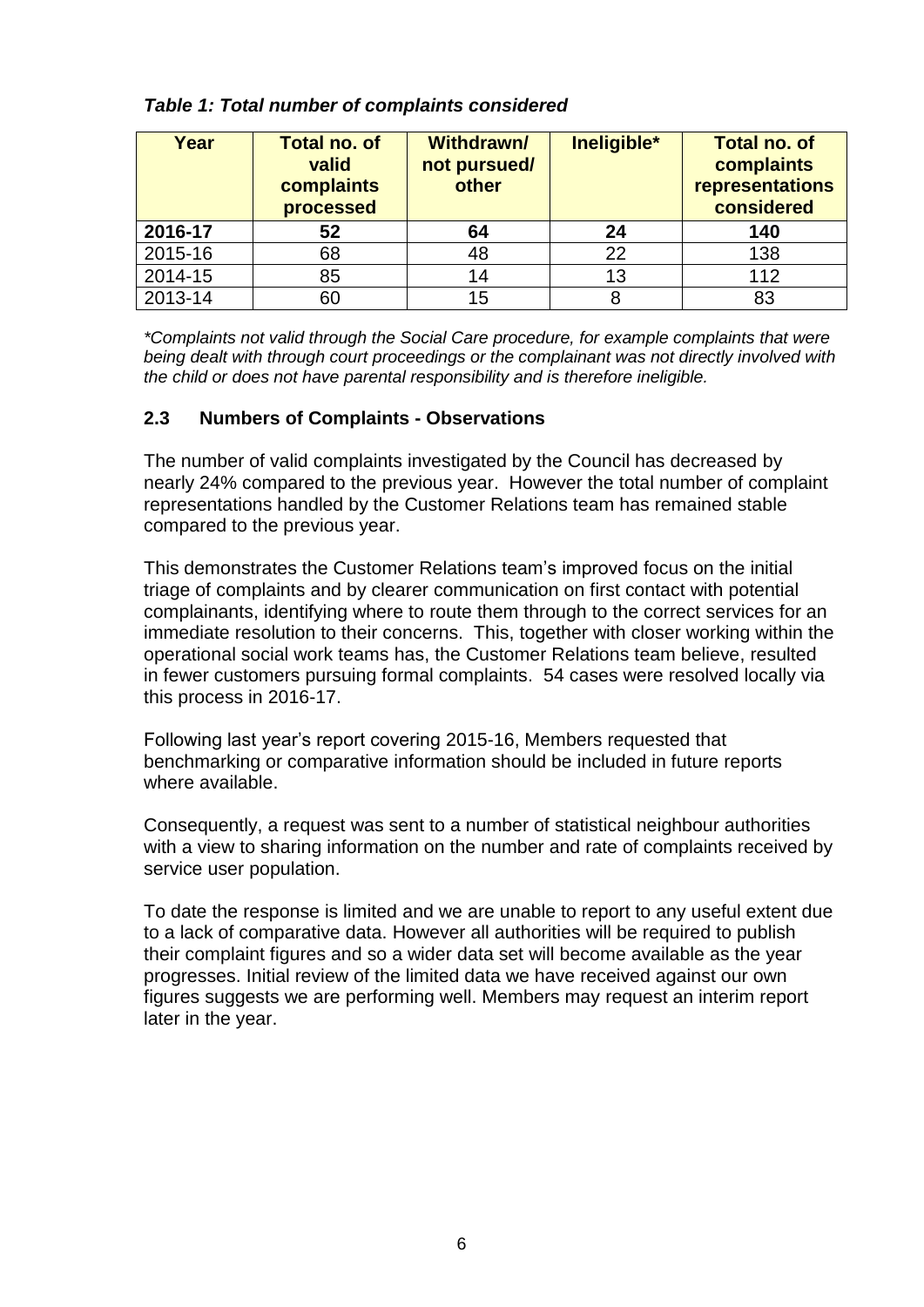***Table 1: Total number of complaints considered***

| Year | Total no. of valid complaints processed | Withdrawn/ not pursued/ other | Ineligible* | Total no. of complaints representations considered |
|---|---|---|---|---|
| **2016-17** | **52** | **64** | **24** | **140** |
| 2015-16 | 68 | 48 | 22 | 138 |
| 2014-15 | 85 | 14 | 13 | 112 |
| 2013-14 | 60 | 15 | 8 | 83 |

*\*Complaints not valid through the Social Care procedure, for example complaints that were being dealt with through court proceedings or the complainant was not directly involved with the child or does not have parental responsibility and is therefore ineligible.*

### 2.3 Numbers of Complaints - Observations

The number of valid complaints investigated by the Council has decreased by nearly 24% compared to the previous year. However the total number of complaint representations handled by the Customer Relations team has remained stable compared to the previous year.

This demonstrates the Customer Relations team's improved focus on the initial triage of complaints and by clearer communication on first contact with potential complainants, identifying where to route them through to the correct services for an immediate resolution to their concerns. This, together with closer working within the operational social work teams has, the Customer Relations team believe, resulted in fewer customers pursuing formal complaints. 54 cases were resolved locally via this process in 2016-17.

Following last year's report covering 2015-16, Members requested that benchmarking or comparative information should be included in future reports where available.

Consequently, a request was sent to a number of statistical neighbour authorities with a view to sharing information on the number and rate of complaints received by service user population.

To date the response is limited and we are unable to report to any useful extent due to a lack of comparative data. However all authorities will be required to publish their complaint figures and so a wider data set will become available as the year progresses. Initial review of the limited data we have received against our own figures suggests we are performing well. Members may request an interim report later in the year.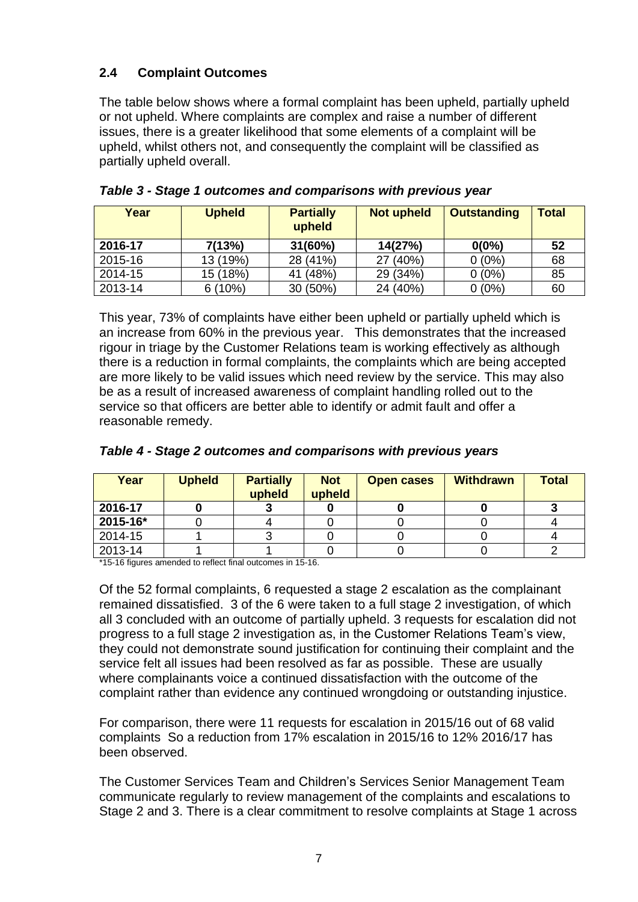## 2.4 Complaint Outcomes

The table below shows where a formal complaint has been upheld, partially upheld or not upheld. Where complaints are complex and raise a number of different issues, there is a greater likelihood that some elements of a complaint will be upheld, whilst others not, and consequently the complaint will be classified as partially upheld overall.

***Table 3 - Stage 1 outcomes and comparisons with previous year***

| Year | Upheld | Partially upheld | Not upheld | Outstanding | Total |
|---|---|---|---|---|---|
| **2016-17** | **7(13%)** | **31(60%)** | **14(27%)** | **0(0%)** | **52** |
| 2015-16 | 13 (19%) | 28 (41%) | 27 (40%) | 0 (0%) | 68 |
| 2014-15 | 15 (18%) | 41 (48%) | 29 (34%) | 0 (0%) | 85 |
| 2013-14 | 6 (10%) | 30 (50%) | 24 (40%) | 0 (0%) | 60 |

This year, 73% of complaints have either been upheld or partially upheld which is an increase from 60% in the previous year. This demonstrates that the increased rigour in triage by the Customer Relations team is working effectively as although there is a reduction in formal complaints, the complaints which are being accepted are more likely to be valid issues which need review by the service. This may also be as a result of increased awareness of complaint handling rolled out to the service so that officers are better able to identify or admit fault and offer a reasonable remedy.

***Table 4 - Stage 2 outcomes and comparisons with previous years***

| Year | Upheld | Partially upheld | Not upheld | Open cases | Withdrawn | Total |
|---|---|---|---|---|---|---|
| **2016-17** | **0** | **3** | **0** | **0** | **0** | **3** |
| **2015-16*** | 0 | 4 | 0 | 0 | 0 | 4 |
| 2014-15 | 1 | 3 | 0 | 0 | 0 | 4 |
| 2013-14 | 1 | 1 | 0 | 0 | 0 | 2 |

*15-16 figures amended to reflect final outcomes in 15-16.

Of the 52 formal complaints, 6 requested a stage 2 escalation as the complainant remained dissatisfied. 3 of the 6 were taken to a full stage 2 investigation, of which all 3 concluded with an outcome of partially upheld. 3 requests for escalation did not progress to a full stage 2 investigation as, in the Customer Relations Team's view, they could not demonstrate sound justification for continuing their complaint and the service felt all issues had been resolved as far as possible. These are usually where complainants voice a continued dissatisfaction with the outcome of the complaint rather than evidence any continued wrongdoing or outstanding injustice.

For comparison, there were 11 requests for escalation in 2015/16 out of 68 valid complaints So a reduction from 17% escalation in 2015/16 to 12% 2016/17 has been observed.

The Customer Services Team and Children's Services Senior Management Team communicate regularly to review management of the complaints and escalations to Stage 2 and 3. There is a clear commitment to resolve complaints at Stage 1 across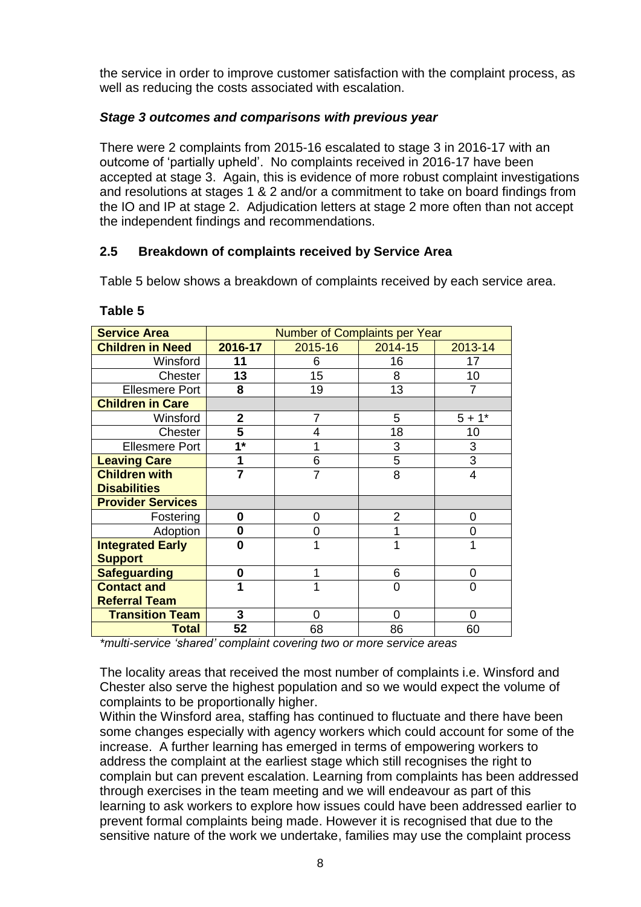the service in order to improve customer satisfaction with the complaint process, as well as reducing the costs associated with escalation.

***Stage 3 outcomes and comparisons with previous year***

There were 2 complaints from 2015-16 escalated to stage 3 in 2016-17 with an outcome of 'partially upheld'. No complaints received in 2016-17 have been accepted at stage 3. Again, this is evidence of more robust complaint investigations and resolutions at stages 1 & 2 and/or a commitment to take on board findings from the IO and IP at stage 2. Adjudication letters at stage 2 more often than not accept the independent findings and recommendations.

## 2.5 Breakdown of complaints received by Service Area

Table 5 below shows a breakdown of complaints received by each service area.

**Table 5**

| **Service Area** | Number of Complaints per Year | | | |
|---|---|---|---|---|
| **Children in Need** | **2016-17** | 2015-16 | 2014-15 | 2013-14 |
| Winsford | **11** | 6 | 16 | 17 |
| Chester | **13** | 15 | 8 | 10 |
| Ellesmere Port | **8** | 19 | 13 | 7 |
| **Children in Care** | | | | |
| Winsford | **2** | 7 | 5 | 5 + 1* |
| Chester | **5** | 4 | 18 | 10 |
| Ellesmere Port | **1*** | 1 | 3 | 3 |
| **Leaving Care** | **1** | 6 | 5 | 3 |
| **Children with Disabilities** | **7** | 7 | 8 | 4 |
| **Provider Services** | | | | |
| Fostering | **0** | 0 | 2 | 0 |
| Adoption | **0** | 0 | 1 | 0 |
| **Integrated Early Support** | **0** | 1 | 1 | 1 |
| **Safeguarding** | **0** | 1 | 6 | 0 |
| **Contact and Referral Team** | **1** | 1 | 0 | 0 |
| **Transition Team** | **3** | 0 | 0 | 0 |
| **Total** | **52** | 68 | 86 | 60 |

*\*multi-service 'shared' complaint covering two or more service areas*

The locality areas that received the most number of complaints i.e. Winsford and Chester also serve the highest population and so we would expect the volume of complaints to be proportionally higher.

Within the Winsford area, staffing has continued to fluctuate and there have been some changes especially with agency workers which could account for some of the increase. A further learning has emerged in terms of empowering workers to address the complaint at the earliest stage which still recognises the right to complain but can prevent escalation. Learning from complaints has been addressed through exercises in the team meeting and we will endeavour as part of this learning to ask workers to explore how issues could have been addressed earlier to prevent formal complaints being made. However it is recognised that due to the sensitive nature of the work we undertake, families may use the complaint process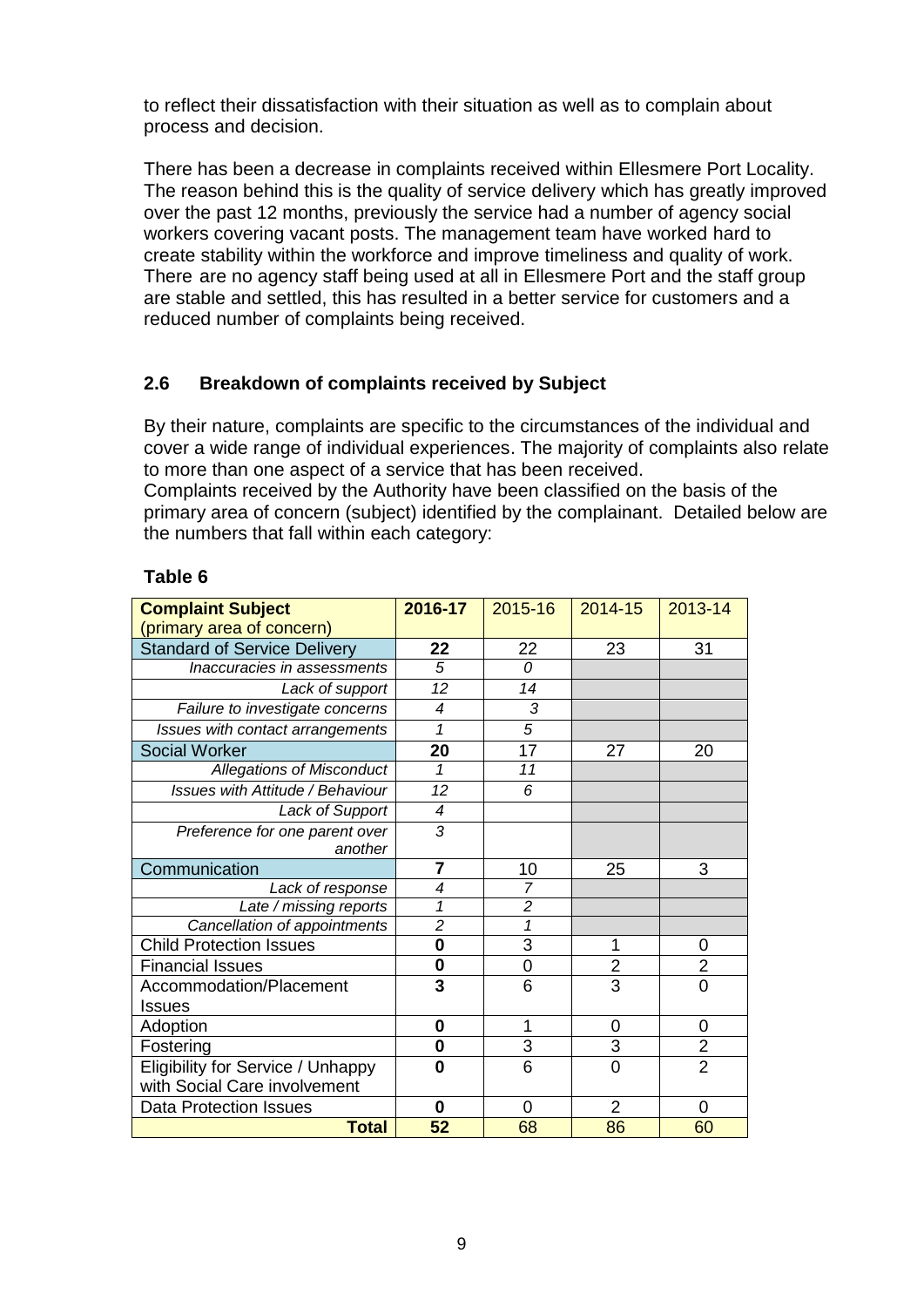to reflect their dissatisfaction with their situation as well as to complain about process and decision.

There has been a decrease in complaints received within Ellesmere Port Locality. The reason behind this is the quality of service delivery which has greatly improved over the past 12 months, previously the service had a number of agency social workers covering vacant posts. The management team have worked hard to create stability within the workforce and improve timeliness and quality of work. There are no agency staff being used at all in Ellesmere Port and the staff group are stable and settled, this has resulted in a better service for customers and a reduced number of complaints being received.

## 2.6 Breakdown of complaints received by Subject

By their nature, complaints are specific to the circumstances of the individual and cover a wide range of individual experiences. The majority of complaints also relate to more than one aspect of a service that has been received.
Complaints received by the Authority have been classified on the basis of the primary area of concern (subject) identified by the complainant. Detailed below are the numbers that fall within each category:

**Table 6**

| **Complaint Subject** (primary area of concern) | **2016-17** | 2015-16 | 2014-15 | 2013-14 |
|---|---|---|---|---|
| Standard of Service Delivery | **22** | 22 | 23 | 31 |
| *Inaccuracies in assessments* | *5* | *0* | | |
| *Lack of support* | *12* | *14* | | |
| *Failure to investigate concerns* | *4* | *3* | | |
| *Issues with contact arrangements* | *1* | *5* | | |
| Social Worker | **20** | 17 | 27 | 20 |
| *Allegations of Misconduct* | *1* | *11* | | |
| *Issues with Attitude / Behaviour* | *12* | *6* | | |
| *Lack of Support* | *4* | | | |
| *Preference for one parent over another* | *3* | | | |
| Communication | **7** | 10 | 25 | 3 |
| *Lack of response* | *4* | *7* | | |
| *Late / missing reports* | *1* | *2* | | |
| *Cancellation of appointments* | *2* | *1* | | |
| Child Protection Issues | **0** | 3 | 1 | 0 |
| Financial Issues | **0** | 0 | 2 | 2 |
| Accommodation/Placement Issues | **3** | 6 | 3 | 0 |
| Adoption | **0** | 1 | 0 | 0 |
| Fostering | **0** | 3 | 3 | 2 |
| Eligibility for Service / Unhappy with Social Care involvement | **0** | 6 | 0 | 2 |
| Data Protection Issues | **0** | 0 | 2 | 0 |
| **Total** | **52** | 68 | 86 | 60 |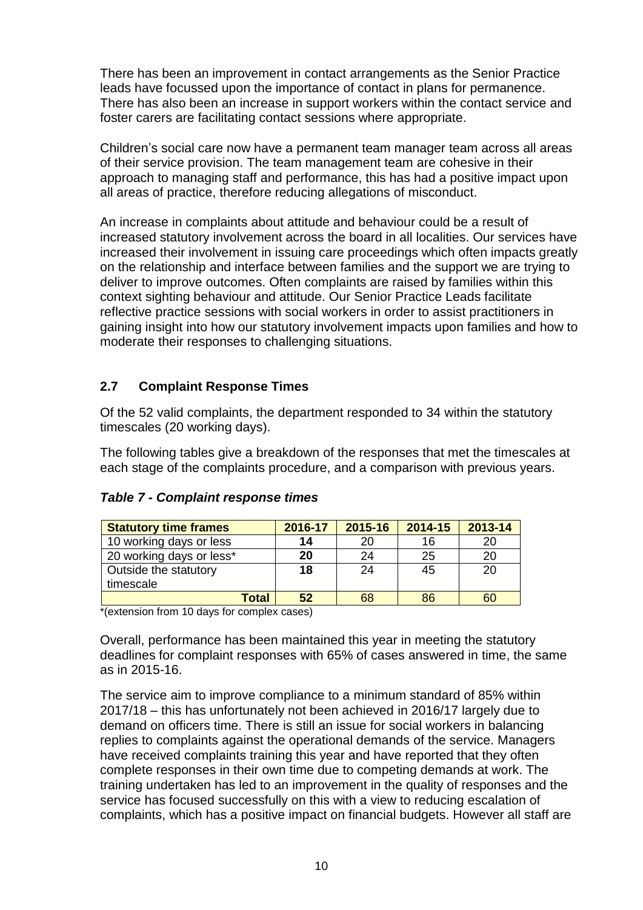There has been an improvement in contact arrangements as the Senior Practice leads have focussed upon the importance of contact in plans for permanence. There has also been an increase in support workers within the contact service and foster carers are facilitating contact sessions where appropriate.

Children's social care now have a permanent team manager team across all areas of their service provision. The team management team are cohesive in their approach to managing staff and performance, this has had a positive impact upon all areas of practice, therefore reducing allegations of misconduct.

An increase in complaints about attitude and behaviour could be a result of increased statutory involvement across the board in all localities. Our services have increased their involvement in issuing care proceedings which often impacts greatly on the relationship and interface between families and the support we are trying to deliver to improve outcomes. Often complaints are raised by families within this context sighting behaviour and attitude. Our Senior Practice Leads facilitate reflective practice sessions with social workers in order to assist practitioners in gaining insight into how our statutory involvement impacts upon families and how to moderate their responses to challenging situations.

## 2.7 Complaint Response Times

Of the 52 valid complaints, the department responded to 34 within the statutory timescales (20 working days).

The following tables give a breakdown of the responses that met the timescales at each stage of the complaints procedure, and a comparison with previous years.

***Table 7 - Complaint response times***

| Statutory time frames | 2016-17 | 2015-16 | 2014-15 | 2013-14 |
|---|---|---|---|---|
| 10 working days or less | **14** | 20 | 16 | 20 |
| 20 working days or less* | **20** | 24 | 25 | 20 |
| Outside the statutory timescale | **18** | 24 | 45 | 20 |
| **Total** | **52** | 68 | 86 | 60 |

*(extension from 10 days for complex cases)

Overall, performance has been maintained this year in meeting the statutory deadlines for complaint responses with 65% of cases answered in time, the same as in 2015-16.

The service aim to improve compliance to a minimum standard of 85% within 2017/18 – this has unfortunately not been achieved in 2016/17 largely due to demand on officers time. There is still an issue for social workers in balancing replies to complaints against the operational demands of the service. Managers have received complaints training this year and have reported that they often complete responses in their own time due to competing demands at work. The training undertaken has led to an improvement in the quality of responses and the service has focused successfully on this with a view to reducing escalation of complaints, which has a positive impact on financial budgets. However all staff are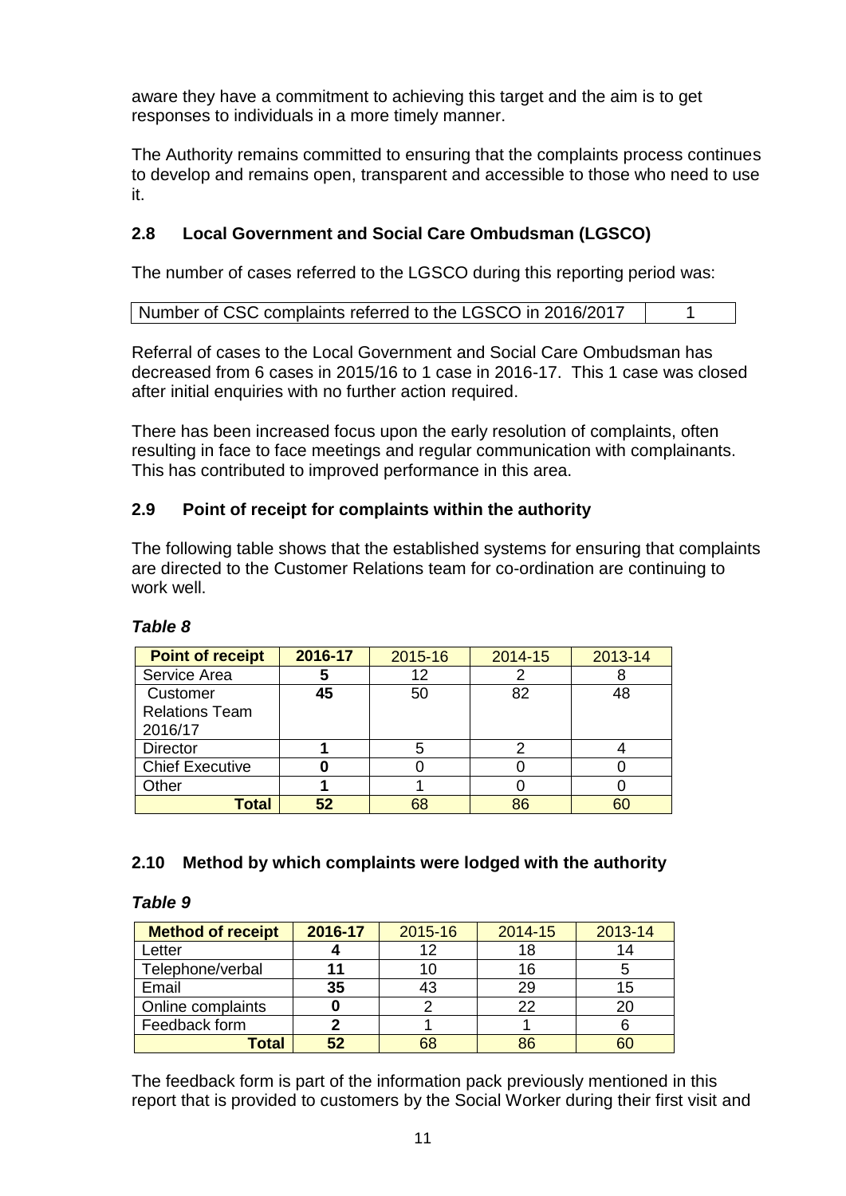aware they have a commitment to achieving this target and the aim is to get responses to individuals in a more timely manner.

The Authority remains committed to ensuring that the complaints process continues to develop and remains open, transparent and accessible to those who need to use it.

## 2.8 Local Government and Social Care Ombudsman (LGSCO)

The number of cases referred to the LGSCO during this reporting period was:

| Number of CSC complaints referred to the LGSCO in 2016/2017 | 1 |
|---|---|

Referral of cases to the Local Government and Social Care Ombudsman has decreased from 6 cases in 2015/16 to 1 case in 2016-17. This 1 case was closed after initial enquiries with no further action required.

There has been increased focus upon the early resolution of complaints, often resulting in face to face meetings and regular communication with complainants. This has contributed to improved performance in this area.

## 2.9 Point of receipt for complaints within the authority

The following table shows that the established systems for ensuring that complaints are directed to the Customer Relations team for co-ordination are continuing to work well.

***Table 8***

| Point of receipt | 2016-17 | 2015-16 | 2014-15 | 2013-14 |
|---|---|---|---|---|
| Service Area | **5** | 12 | 2 | 8 |
| Customer Relations Team 2016/17 | **45** | 50 | 82 | 48 |
| Director | **1** | 5 | 2 | 4 |
| Chief Executive | **0** | 0 | 0 | 0 |
| Other | **1** | 1 | 0 | 0 |
| **Total** | **52** | 68 | 86 | 60 |

## 2.10 Method by which complaints were lodged with the authority

***Table 9***

| Method of receipt | 2016-17 | 2015-16 | 2014-15 | 2013-14 |
|---|---|---|---|---|
| Letter | **4** | 12 | 18 | 14 |
| Telephone/verbal | **11** | 10 | 16 | 5 |
| Email | **35** | 43 | 29 | 15 |
| Online complaints | **0** | 2 | 22 | 20 |
| Feedback form | **2** | 1 | 1 | 6 |
| **Total** | **52** | 68 | 86 | 60 |

The feedback form is part of the information pack previously mentioned in this report that is provided to customers by the Social Worker during their first visit and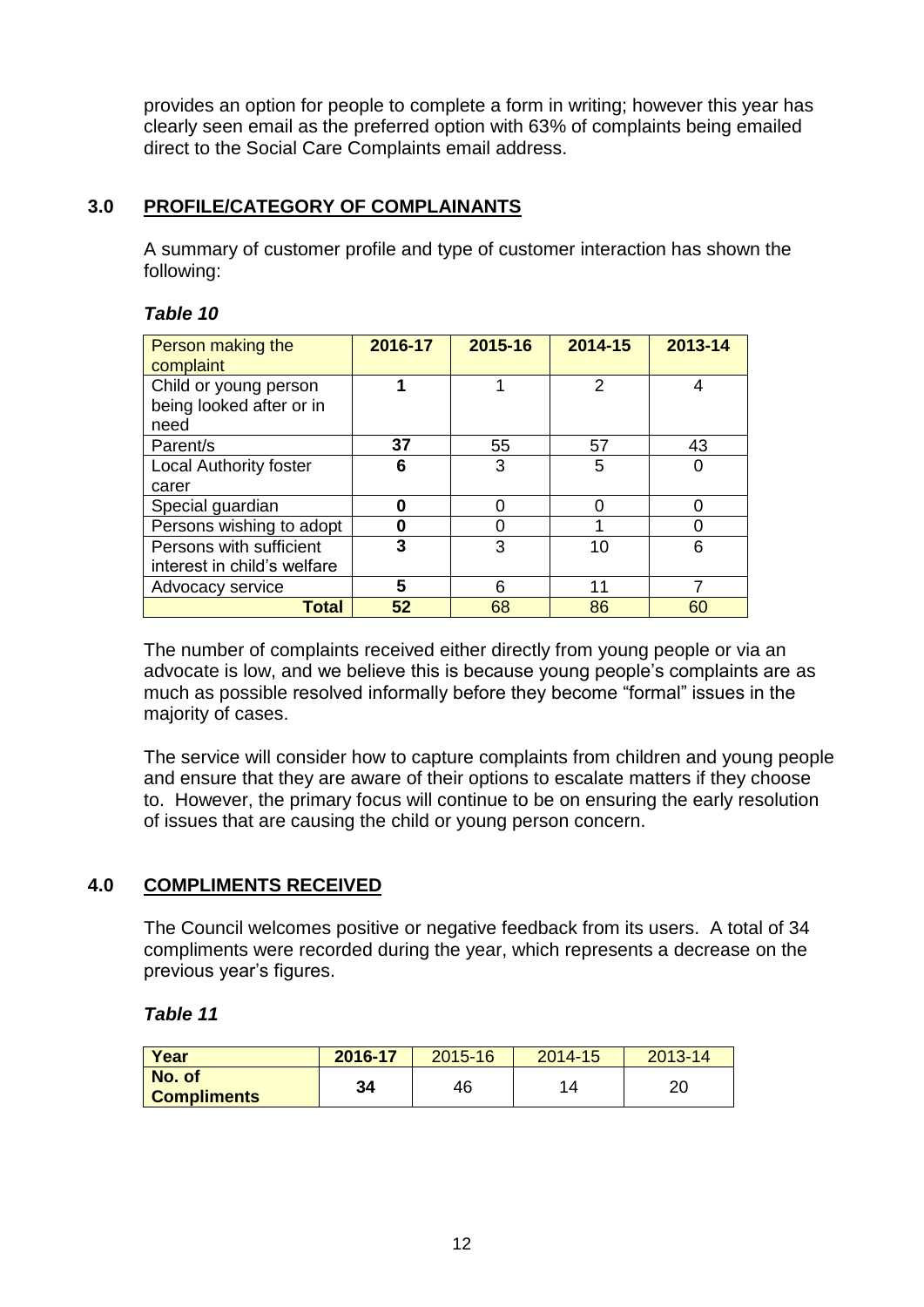provides an option for people to complete a form in writing; however this year has clearly seen email as the preferred option with 63% of complaints being emailed direct to the Social Care Complaints email address.

## 3.0 PROFILE/CATEGORY OF COMPLAINANTS

A summary of customer profile and type of customer interaction has shown the following:

***Table 10***

| Person making the complaint | 2016-17 | 2015-16 | 2014-15 | 2013-14 |
|---|---|---|---|---|
| Child or young person being looked after or in need | **1** | 1 | 2 | 4 |
| Parent/s | **37** | 55 | 57 | 43 |
| Local Authority foster carer | **6** | 3 | 5 | 0 |
| Special guardian | **0** | 0 | 0 | 0 |
| Persons wishing to adopt | **0** | 0 | 1 | 0 |
| Persons with sufficient interest in child's welfare | **3** | 3 | 10 | 6 |
| Advocacy service | **5** | 6 | 11 | 7 |
| **Total** | **52** | 68 | 86 | 60 |

The number of complaints received either directly from young people or via an advocate is low, and we believe this is because young people's complaints are as much as possible resolved informally before they become "formal" issues in the majority of cases.

The service will consider how to capture complaints from children and young people and ensure that they are aware of their options to escalate matters if they choose to. However, the primary focus will continue to be on ensuring the early resolution of issues that are causing the child or young person concern.

## 4.0 COMPLIMENTS RECEIVED

The Council welcomes positive or negative feedback from its users. A total of 34 compliments were recorded during the year, which represents a decrease on the previous year's figures.

***Table 11***

| Year | 2016-17 | 2015-16 | 2014-15 | 2013-14 |
|---|---|---|---|---|
| **No. of Compliments** | **34** | 46 | 14 | 20 |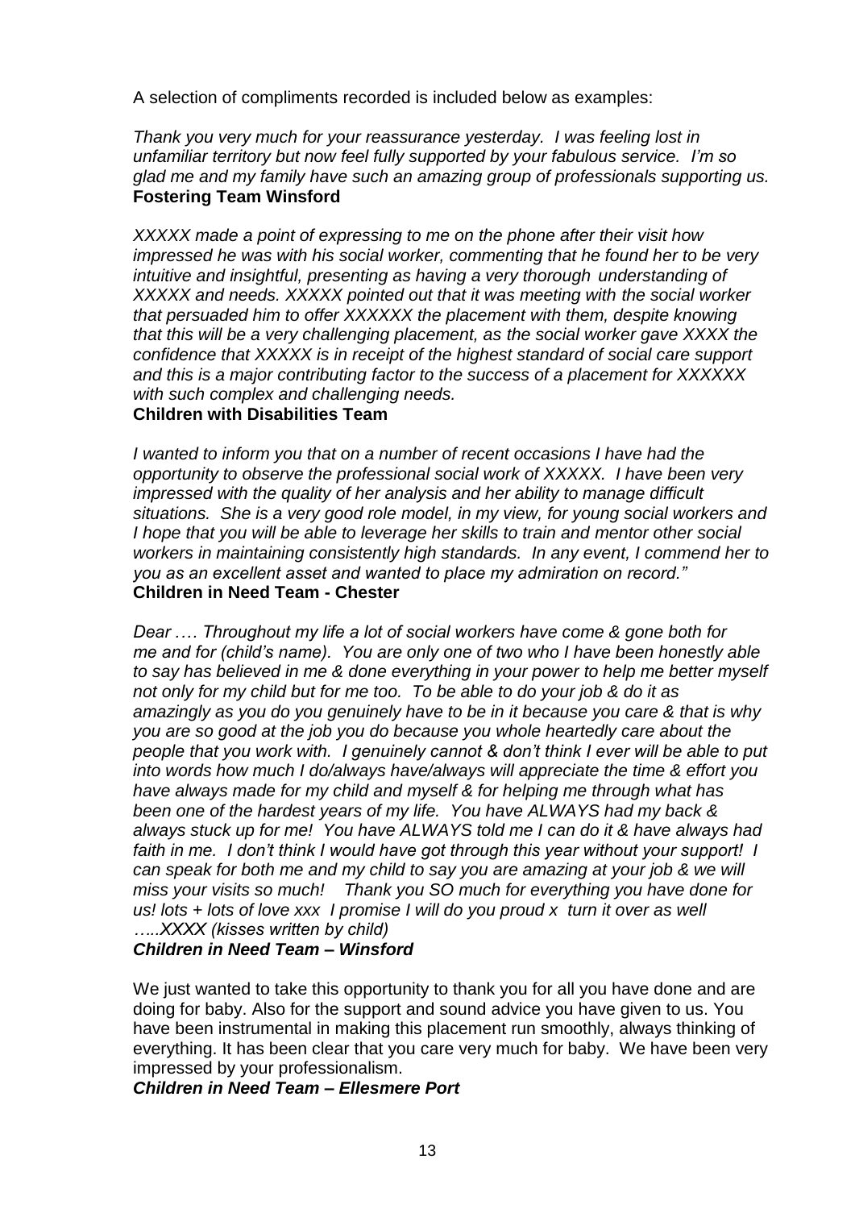A selection of compliments recorded is included below as examples:

*Thank you very much for your reassurance yesterday. I was feeling lost in unfamiliar territory but now feel fully supported by your fabulous service. I'm so glad me and my family have such an amazing group of professionals supporting us.*
**Fostering Team Winsford**

*XXXXX made a point of expressing to me on the phone after their visit how impressed he was with his social worker, commenting that he found her to be very intuitive and insightful, presenting as having a very thorough understanding of XXXXX and needs. XXXXX pointed out that it was meeting with the social worker that persuaded him to offer XXXXXX the placement with them, despite knowing that this will be a very challenging placement, as the social worker gave XXXX the confidence that XXXXX is in receipt of the highest standard of social care support and this is a major contributing factor to the success of a placement for XXXXXX with such complex and challenging needs.*
**Children with Disabilities Team**

*I wanted to inform you that on a number of recent occasions I have had the opportunity to observe the professional social work of XXXXX. I have been very impressed with the quality of her analysis and her ability to manage difficult situations. She is a very good role model, in my view, for young social workers and I hope that you will be able to leverage her skills to train and mentor other social workers in maintaining consistently high standards. In any event, I commend her to you as an excellent asset and wanted to place my admiration on record."*
**Children in Need Team - Chester**

*Dear …. Throughout my life a lot of social workers have come & gone both for me and for (child's name). You are only one of two who I have been honestly able to say has believed in me & done everything in your power to help me better myself not only for my child but for me too. To be able to do your job & do it as amazingly as you do you genuinely have to be in it because you care & that is why you are so good at the job you do because you whole heartedly care about the people that you work with. I genuinely cannot & don't think I ever will be able to put into words how much I do/always have/always will appreciate the time & effort you have always made for my child and myself & for helping me through what has been one of the hardest years of my life. You have ALWAYS had my back & always stuck up for me! You have ALWAYS told me I can do it & have always had faith in me. I don't think I would have got through this year without your support! I can speak for both me and my child to say you are amazing at your job & we will miss your visits so much! Thank you SO much for everything you have done for us! lots + lots of love xxx I promise I will do you proud x turn it over as well …..XXXX (kisses written by child)*
***Children in Need Team – Winsford***

We just wanted to take this opportunity to thank you for all you have done and are doing for baby. Also for the support and sound advice you have given to us. You have been instrumental in making this placement run smoothly, always thinking of everything. It has been clear that you care very much for baby. We have been very impressed by your professionalism.
***Children in Need Team – Ellesmere Port***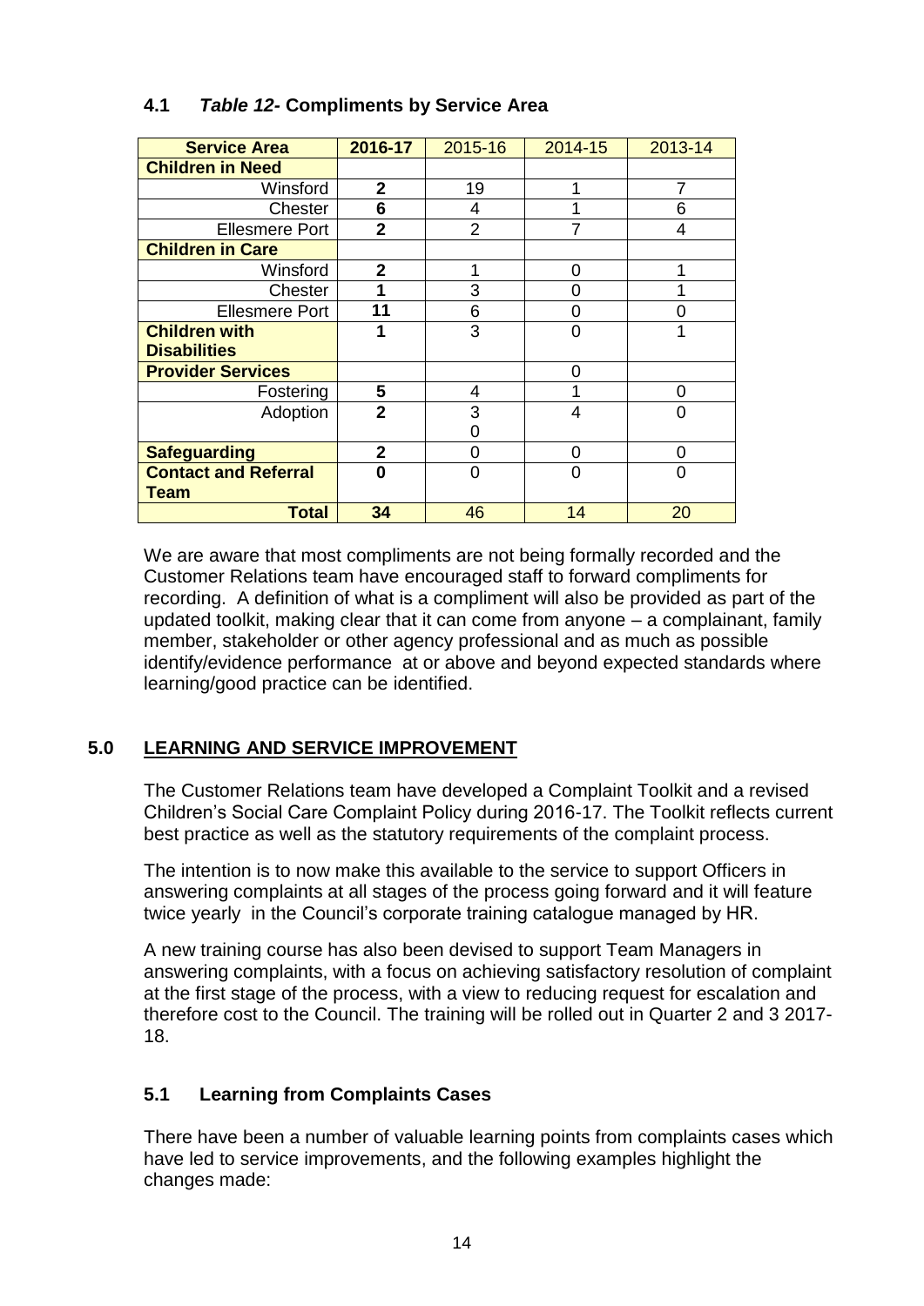### 4.1 *Table 12*- Compliments by Service Area

| Service Area | 2016-17 | 2015-16 | 2014-15 | 2013-14 |
|---|---|---|---|---|
| **Children in Need** | | | | |
| Winsford | **2** | 19 | 1 | 7 |
| Chester | **6** | 4 | 1 | 6 |
| Ellesmere Port | **2** | 2 | 7 | 4 |
| **Children in Care** | | | | |
| Winsford | **2** | 1 | 0 | 1 |
| Chester | **1** | 3 | 0 | 1 |
| Ellesmere Port | **11** | 6 | 0 | 0 |
| **Children with Disabilities** | **1** | 3 | 0 | 1 |
| **Provider Services** | | | 0 | |
| Fostering | **5** | 4 | 1 | 0 |
| Adoption | **2** | 3<br>0 | 4 | 0 |
| **Safeguarding** | **2** | 0 | 0 | 0 |
| **Contact and Referral Team** | **0** | 0 | 0 | 0 |
| **Total** | **34** | 46 | 14 | 20 |

We are aware that most compliments are not being formally recorded and the Customer Relations team have encouraged staff to forward compliments for recording. A definition of what is a compliment will also be provided as part of the updated toolkit, making clear that it can come from anyone – a complainant, family member, stakeholder or other agency professional and as much as possible identify/evidence performance at or above and beyond expected standards where learning/good practice can be identified.

## 5.0 LEARNING AND SERVICE IMPROVEMENT

The Customer Relations team have developed a Complaint Toolkit and a revised Children's Social Care Complaint Policy during 2016-17. The Toolkit reflects current best practice as well as the statutory requirements of the complaint process.

The intention is to now make this available to the service to support Officers in answering complaints at all stages of the process going forward and it will feature twice yearly in the Council's corporate training catalogue managed by HR.

A new training course has also been devised to support Team Managers in answering complaints, with a focus on achieving satisfactory resolution of complaint at the first stage of the process, with a view to reducing request for escalation and therefore cost to the Council. The training will be rolled out in Quarter 2 and 3 2017-18.

### 5.1 Learning from Complaints Cases

There have been a number of valuable learning points from complaints cases which have led to service improvements, and the following examples highlight the changes made: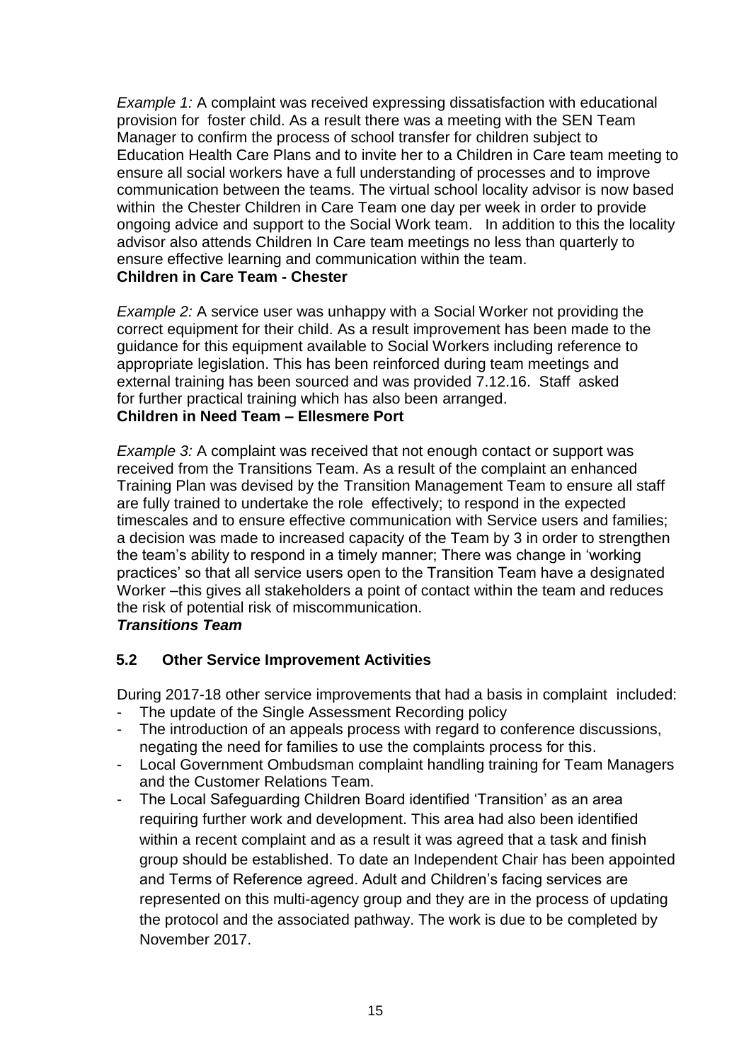*Example 1:* A complaint was received expressing dissatisfaction with educational provision for foster child. As a result there was a meeting with the SEN Team Manager to confirm the process of school transfer for children subject to Education Health Care Plans and to invite her to a Children in Care team meeting to ensure all social workers have a full understanding of processes and to improve communication between the teams. The virtual school locality advisor is now based within the Chester Children in Care Team one day per week in order to provide ongoing advice and support to the Social Work team. In addition to this the locality advisor also attends Children In Care team meetings no less than quarterly to ensure effective learning and communication within the team.
**Children in Care Team - Chester**

*Example 2:* A service user was unhappy with a Social Worker not providing the correct equipment for their child. As a result improvement has been made to the guidance for this equipment available to Social Workers including reference to appropriate legislation. This has been reinforced during team meetings and external training has been sourced and was provided 7.12.16. Staff asked for further practical training which has also been arranged.
**Children in Need Team – Ellesmere Port**

*Example 3:* A complaint was received that not enough contact or support was received from the Transitions Team. As a result of the complaint an enhanced Training Plan was devised by the Transition Management Team to ensure all staff are fully trained to undertake the role effectively; to respond in the expected timescales and to ensure effective communication with Service users and families; a decision was made to increased capacity of the Team by 3 in order to strengthen the team's ability to respond in a timely manner; There was change in 'working practices' so that all service users open to the Transition Team have a designated Worker –this gives all stakeholders a point of contact within the team and reduces the risk of potential risk of miscommunication.
***Transitions Team***

## 5.2 Other Service Improvement Activities

During 2017-18 other service improvements that had a basis in complaint included:

- The update of the Single Assessment Recording policy
- The introduction of an appeals process with regard to conference discussions, negating the need for families to use the complaints process for this.
- Local Government Ombudsman complaint handling training for Team Managers and the Customer Relations Team.
- The Local Safeguarding Children Board identified 'Transition' as an area requiring further work and development. This area had also been identified within a recent complaint and as a result it was agreed that a task and finish group should be established. To date an Independent Chair has been appointed and Terms of Reference agreed. Adult and Children's facing services are represented on this multi-agency group and they are in the process of updating the protocol and the associated pathway. The work is due to be completed by November 2017.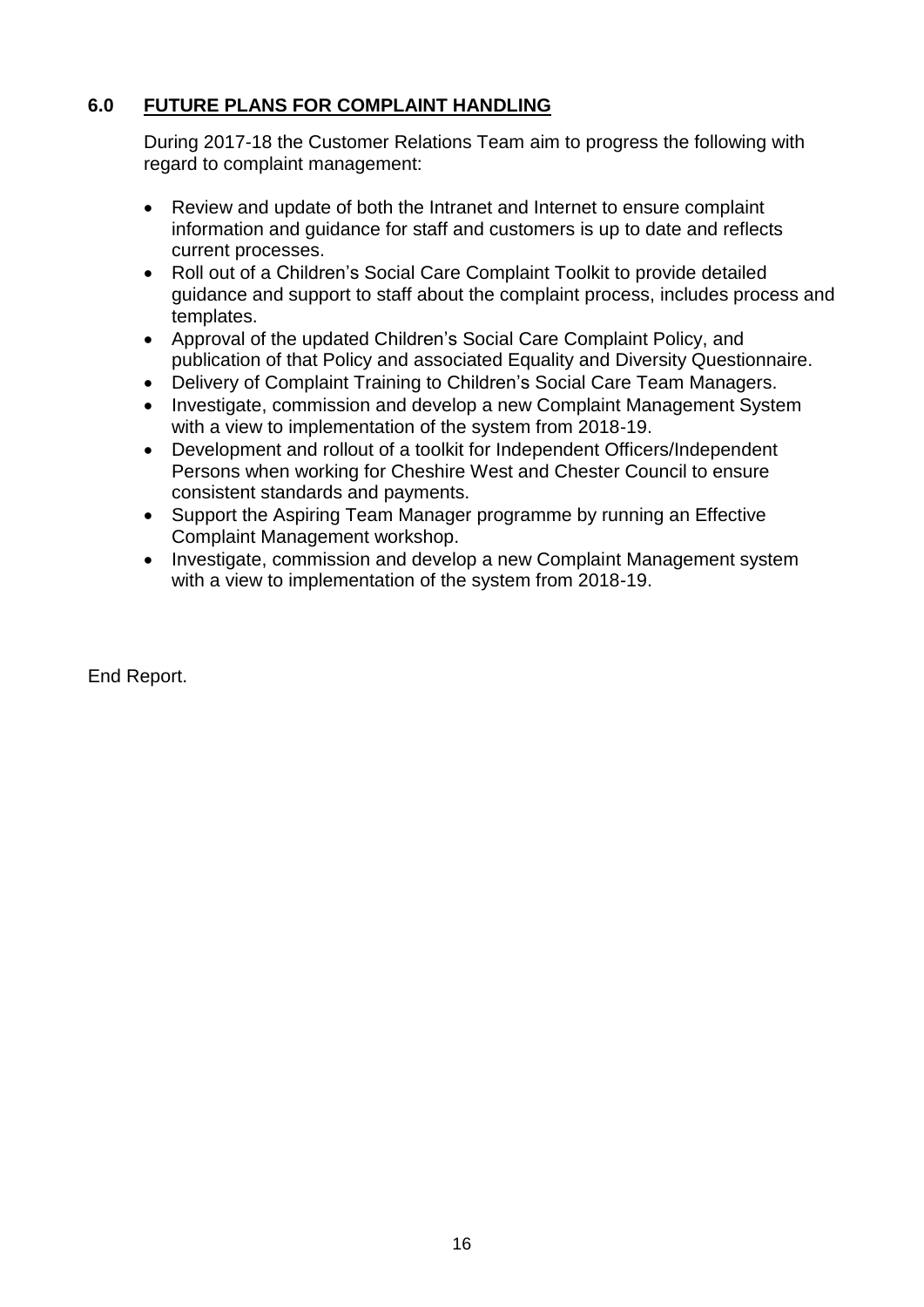## 6.0 FUTURE PLANS FOR COMPLAINT HANDLING

During 2017-18 the Customer Relations Team aim to progress the following with regard to complaint management:

- Review and update of both the Intranet and Internet to ensure complaint information and guidance for staff and customers is up to date and reflects current processes.
- Roll out of a Children's Social Care Complaint Toolkit to provide detailed guidance and support to staff about the complaint process, includes process and templates.
- Approval of the updated Children's Social Care Complaint Policy, and publication of that Policy and associated Equality and Diversity Questionnaire.
- Delivery of Complaint Training to Children's Social Care Team Managers.
- Investigate, commission and develop a new Complaint Management System with a view to implementation of the system from 2018-19.
- Development and rollout of a toolkit for Independent Officers/Independent Persons when working for Cheshire West and Chester Council to ensure consistent standards and payments.
- Support the Aspiring Team Manager programme by running an Effective Complaint Management workshop.
- Investigate, commission and develop a new Complaint Management system with a view to implementation of the system from 2018-19.

End Report.